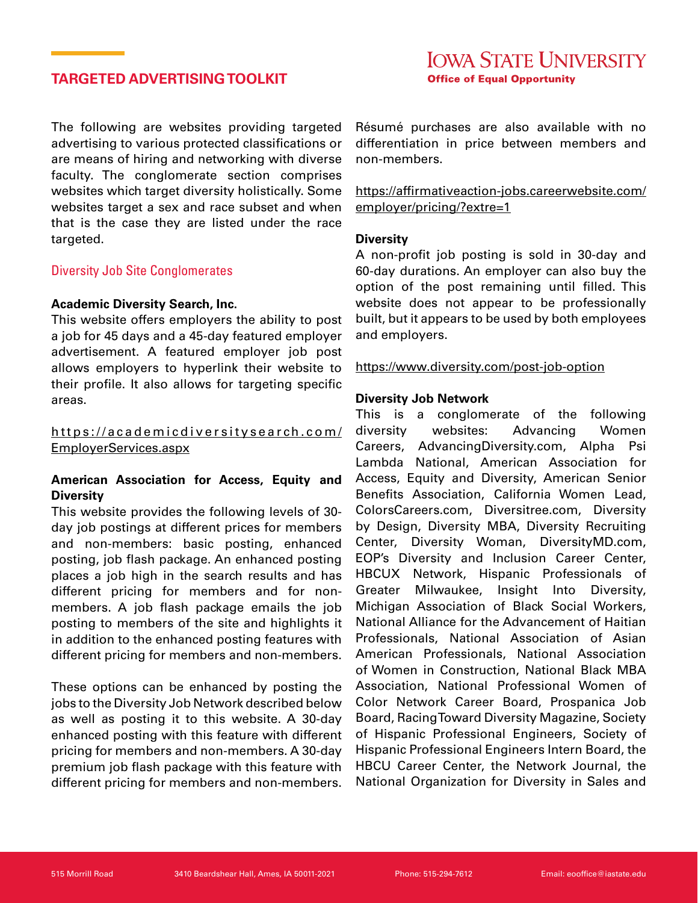# TARGETED ADVERTISING TOOLKIT

IOWA STATE UNIVERSITY
Office of Equal Opportunity

The following are websites providing targeted advertising to various protected classifications or are means of hiring and networking with diverse faculty. The conglomerate section comprises websites which target diversity holistically. Some websites target a sex and race subset and when that is the case they are listed under the race targeted.

## Diversity Job Site Conglomerates

**Academic Diversity Search, Inc.**
This website offers employers the ability to post a job for 45 days and a 45-day featured employer advertisement. A featured employer job post allows employers to hyperlink their website to their profile. It also allows for targeting specific areas.

https://academicdiversitysearch.com/EmployerServices.aspx

**American Association for Access, Equity and Diversity**
This website provides the following levels of 30-day job postings at different prices for members and non-members: basic posting, enhanced posting, job flash package. An enhanced posting places a job high in the search results and has different pricing for members and for non-members. A job flash package emails the job posting to members of the site and highlights it in addition to the enhanced posting features with different pricing for members and non-members.

These options can be enhanced by posting the jobs to the Diversity Job Network described below as well as posting it to this website. A 30-day enhanced posting with this feature with different pricing for members and non-members. A 30-day premium job flash package with this feature with different pricing for members and non-members. Résumé purchases are also available with no differentiation in price between members and non-members.

https://affirmativeaction-jobs.careerwebsite.com/employer/pricing/?extre=1

**Diversity**
A non-profit job posting is sold in 30-day and 60-day durations. An employer can also buy the option of the post remaining until filled. This website does not appear to be professionally built, but it appears to be used by both employees and employers.

https://www.diversity.com/post-job-option

**Diversity Job Network**
This is a conglomerate of the following diversity websites: Advancing Women Careers, AdvancingDiversity.com, Alpha Psi Lambda National, American Association for Access, Equity and Diversity, American Senior Benefits Association, California Women Lead, ColorsCareers.com, Diversitree.com, Diversity by Design, Diversity MBA, Diversity Recruiting Center, Diversity Woman, DiversityMD.com, EOP's Diversity and Inclusion Career Center, HBCUX Network, Hispanic Professionals of Greater Milwaukee, Insight Into Diversity, Michigan Association of Black Social Workers, National Alliance for the Advancement of Haitian Professionals, National Association of Asian American Professionals, National Association of Women in Construction, National Black MBA Association, National Professional Women of Color Network Career Board, Prospanica Job Board, Racing Toward Diversity Magazine, Society of Hispanic Professional Engineers, Society of Hispanic Professional Engineers Intern Board, the HBCU Career Center, the Network Journal, the National Organization for Diversity in Sales and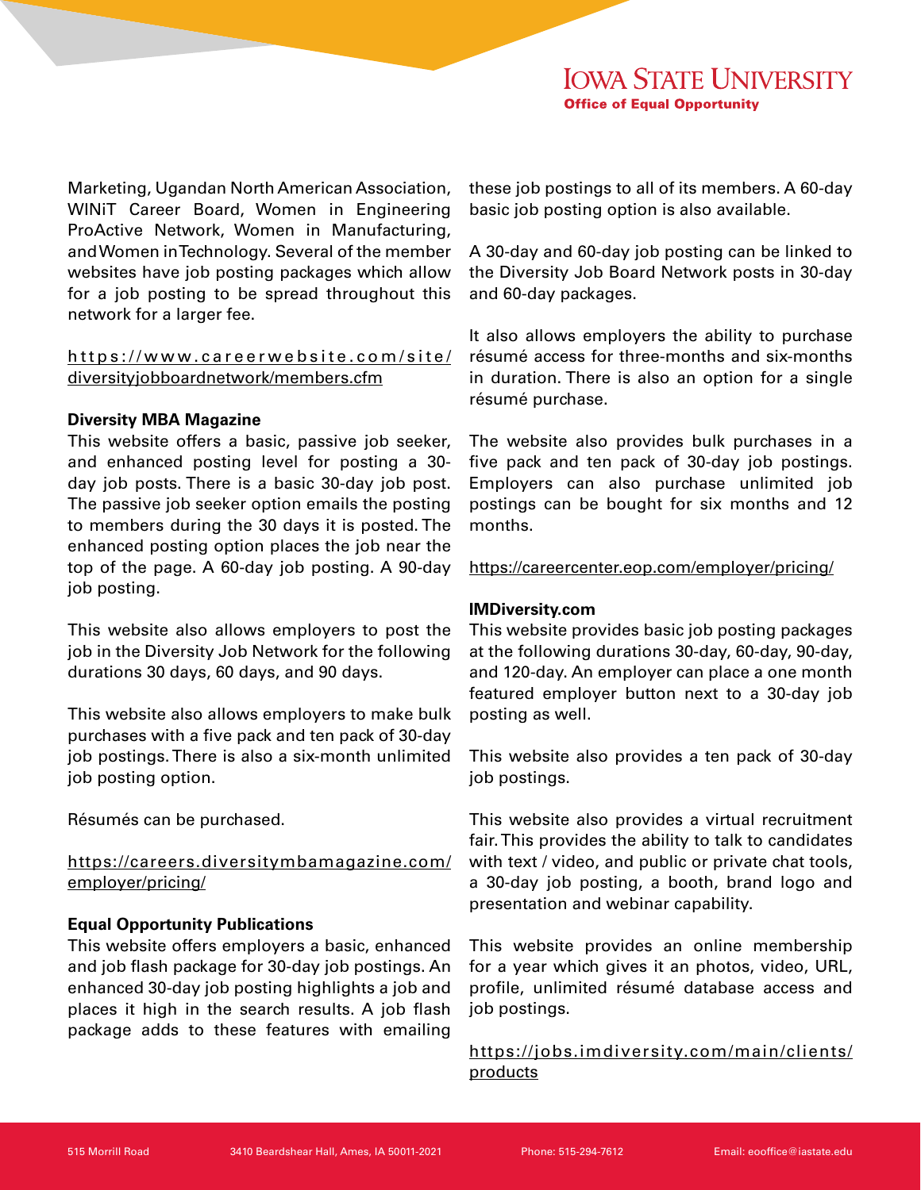Marketing, Ugandan North American Association, WINiT Career Board, Women in Engineering ProActive Network, Women in Manufacturing, and Women in Technology. Several of the member websites have job posting packages which allow for a job posting to be spread throughout this network for a larger fee.

https://www.careerwebsite.com/site/diversityjobboardnetwork/members.cfm

**Diversity MBA Magazine**

This website offers a basic, passive job seeker, and enhanced posting level for posting a 30-day job posts. There is a basic 30-day job post. The passive job seeker option emails the posting to members during the 30 days it is posted. The enhanced posting option places the job near the top of the page. A 60-day job posting. A 90-day job posting.

This website also allows employers to post the job in the Diversity Job Network for the following durations 30 days, 60 days, and 90 days.

This website also allows employers to make bulk purchases with a five pack and ten pack of 30-day job postings. There is also a six-month unlimited job posting option.

Résumés can be purchased.

https://careers.diversitymbamagazine.com/employer/pricing/

**Equal Opportunity Publications**

This website offers employers a basic, enhanced and job flash package for 30-day job postings. An enhanced 30-day job posting highlights a job and places it high in the search results. A job flash package adds to these features with emailing these job postings to all of its members. A 60-day basic job posting option is also available.

A 30-day and 60-day job posting can be linked to the Diversity Job Board Network posts in 30-day and 60-day packages.

It also allows employers the ability to purchase résumé access for three-months and six-months in duration. There is also an option for a single résumé purchase.

The website also provides bulk purchases in a five pack and ten pack of 30-day job postings. Employers can also purchase unlimited job postings can be bought for six months and 12 months.

https://careercenter.eop.com/employer/pricing/

**IMDiversity.com**

This website provides basic job posting packages at the following durations 30-day, 60-day, 90-day, and 120-day. An employer can place a one month featured employer button next to a 30-day job posting as well.

This website also provides a ten pack of 30-day job postings.

This website also provides a virtual recruitment fair. This provides the ability to talk to candidates with text / video, and public or private chat tools, a 30-day job posting, a booth, brand logo and presentation and webinar capability.

This website provides an online membership for a year which gives it an photos, video, URL, profile, unlimited résumé database access and job postings.

https://jobs.imdiversity.com/main/clients/products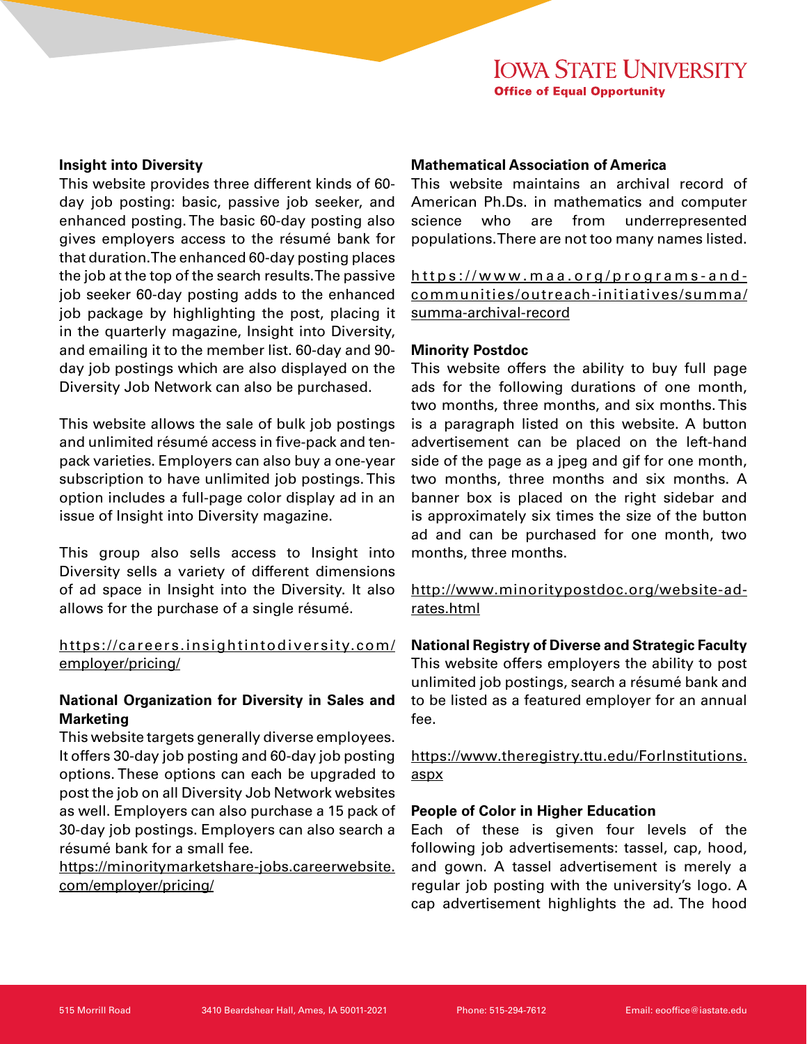**Insight into Diversity**

This website provides three different kinds of 60-day job posting: basic, passive job seeker, and enhanced posting. The basic 60-day posting also gives employers access to the résumé bank for that duration. The enhanced 60-day posting places the job at the top of the search results. The passive job seeker 60-day posting adds to the enhanced job package by highlighting the post, placing it in the quarterly magazine, Insight into Diversity, and emailing it to the member list. 60-day and 90-day job postings which are also displayed on the Diversity Job Network can also be purchased.

This website allows the sale of bulk job postings and unlimited résumé access in five-pack and ten-pack varieties. Employers can also buy a one-year subscription to have unlimited job postings. This option includes a full-page color display ad in an issue of Insight into Diversity magazine.

This group also sells access to Insight into Diversity sells a variety of different dimensions of ad space in Insight into the Diversity. It also allows for the purchase of a single résumé.

https://careers.insightintodiversity.com/employer/pricing/

**National Organization for Diversity in Sales and Marketing**

This website targets generally diverse employees. It offers 30-day job posting and 60-day job posting options. These options can each be upgraded to post the job on all Diversity Job Network websites as well. Employers can also purchase a 15 pack of 30-day job postings. Employers can also search a résumé bank for a small fee.

https://minoritymarketshare-jobs.careerwebsite.com/employer/pricing/

**Mathematical Association of America**

This website maintains an archival record of American Ph.Ds. in mathematics and computer science who are from underrepresented populations. There are not too many names listed.

https://www.maa.org/programs-and-communities/outreach-initiatives/summa/summa-archival-record

**Minority Postdoc**

This website offers the ability to buy full page ads for the following durations of one month, two months, three months, and six months. This is a paragraph listed on this website. A button advertisement can be placed on the left-hand side of the page as a jpeg and gif for one month, two months, three months and six months. A banner box is placed on the right sidebar and is approximately six times the size of the button ad and can be purchased for one month, two months, three months.

http://www.minoritypostdoc.org/website-ad-rates.html

**National Registry of Diverse and Strategic Faculty**

This website offers employers the ability to post unlimited job postings, search a résumé bank and to be listed as a featured employer for an annual fee.

https://www.theregistry.ttu.edu/ForInstitutions.aspx

**People of Color in Higher Education**

Each of these is given four levels of the following job advertisements: tassel, cap, hood, and gown. A tassel advertisement is merely a regular job posting with the university's logo. A cap advertisement highlights the ad. The hood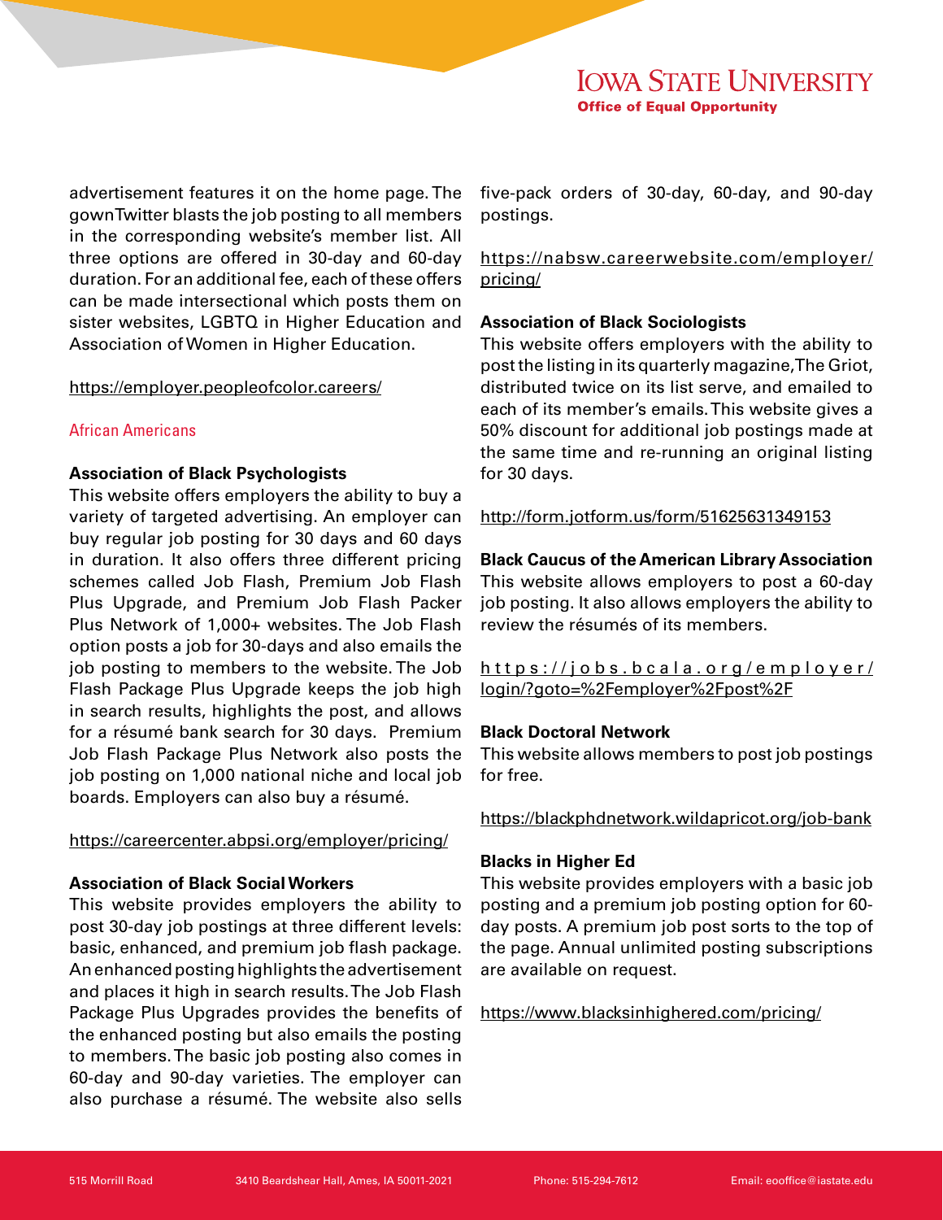advertisement features it on the home page. The gownTwitter blasts the job posting to all members in the corresponding website's member list. All three options are offered in 30-day and 60-day duration. For an additional fee, each of these offers can be made intersectional which posts them on sister websites, LGBTQ in Higher Education and Association of Women in Higher Education.

https://employer.peopleofcolor.careers/

### African Americans

**Association of Black Psychologists**

This website offers employers the ability to buy a variety of targeted advertising. An employer can buy regular job posting for 30 days and 60 days in duration. It also offers three different pricing schemes called Job Flash, Premium Job Flash Plus Upgrade, and Premium Job Flash Packer Plus Network of 1,000+ websites. The Job Flash option posts a job for 30-days and also emails the job posting to members to the website. The Job Flash Package Plus Upgrade keeps the job high in search results, highlights the post, and allows for a résumé bank search for 30 days. Premium Job Flash Package Plus Network also posts the job posting on 1,000 national niche and local job boards. Employers can also buy a résumé.

https://careercenter.abpsi.org/employer/pricing/

**Association of Black Social Workers**

This website provides employers the ability to post 30-day job postings at three different levels: basic, enhanced, and premium job flash package. An enhanced posting highlights the advertisement and places it high in search results. The Job Flash Package Plus Upgrades provides the benefits of the enhanced posting but also emails the posting to members. The basic job posting also comes in 60-day and 90-day varieties. The employer can also purchase a résumé. The website also sells five-pack orders of 30-day, 60-day, and 90-day postings.

https://nabsw.careerwebsite.com/employer/pricing/

**Association of Black Sociologists**

This website offers employers with the ability to post the listing in its quarterly magazine, The Griot, distributed twice on its list serve, and emailed to each of its member's emails. This website gives a 50% discount for additional job postings made at the same time and re-running an original listing for 30 days.

http://form.jotform.us/form/51625631349153

**Black Caucus of the American Library Association**

This website allows employers to post a 60-day job posting. It also allows employers the ability to review the résumés of its members.

https://jobs.bcala.org/employer/login/?goto=%2Femployer%2Fpost%2F

**Black Doctoral Network**

This website allows members to post job postings for free.

https://blackphdnetwork.wildapricot.org/job-bank

**Blacks in Higher Ed**

This website provides employers with a basic job posting and a premium job posting option for 60-day posts. A premium job post sorts to the top of the page. Annual unlimited posting subscriptions are available on request.

https://www.blacksinhighered.com/pricing/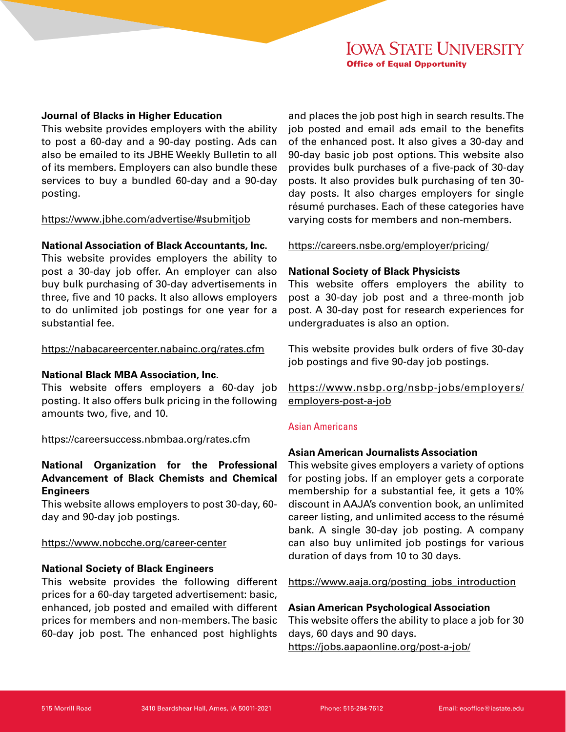**Journal of Blacks in Higher Education**

This website provides employers with the ability to post a 60-day and a 90-day posting. Ads can also be emailed to its JBHE Weekly Bulletin to all of its members. Employers can also bundle these services to buy a bundled 60-day and a 90-day posting.

https://www.jbhe.com/advertise/#submitjob

**National Association of Black Accountants, Inc.**

This website provides employers the ability to post a 30-day job offer. An employer can also buy bulk purchasing of 30-day advertisements in three, five and 10 packs. It also allows employers to do unlimited job postings for one year for a substantial fee.

https://nabacareercenter.nabainc.org/rates.cfm

**National Black MBA Association, Inc.**

This website offers employers a 60-day job posting. It also offers bulk pricing in the following amounts two, five, and 10.

https://careersuccess.nbmbaa.org/rates.cfm

**National Organization for the Professional Advancement of Black Chemists and Chemical Engineers**

This website allows employers to post 30-day, 60-day and 90-day job postings.

https://www.nobcche.org/career-center

**National Society of Black Engineers**

This website provides the following different prices for a 60-day targeted advertisement: basic, enhanced, job posted and emailed with different prices for members and non-members. The basic 60-day job post. The enhanced post highlights and places the job post high in search results. The job posted and email ads email to the benefits of the enhanced post. It also gives a 30-day and 90-day basic job post options. This website also provides bulk purchases of a five-pack of 30-day posts. It also provides bulk purchasing of ten 30-day posts. It also charges employers for single résumé purchases. Each of these categories have varying costs for members and non-members.

https://careers.nsbe.org/employer/pricing/

**National Society of Black Physicists**

This website offers employers the ability to post a 30-day job post and a three-month job post. A 30-day post for research experiences for undergraduates is also an option.

This website provides bulk orders of five 30-day job postings and five 90-day job postings.

https://www.nsbp.org/nsbp-jobs/employers/employers-post-a-job

## Asian Americans

**Asian American Journalists Association**

This website gives employers a variety of options for posting jobs. If an employer gets a corporate membership for a substantial fee, it gets a 10% discount in AAJA's convention book, an unlimited career listing, and unlimited access to the résumé bank. A single 30-day job posting. A company can also buy unlimited job postings for various duration of days from 10 to 30 days.

https://www.aaja.org/posting_jobs_introduction

**Asian American Psychological Association**

This website offers the ability to place a job for 30 days, 60 days and 90 days.

https://jobs.aapaonline.org/post-a-job/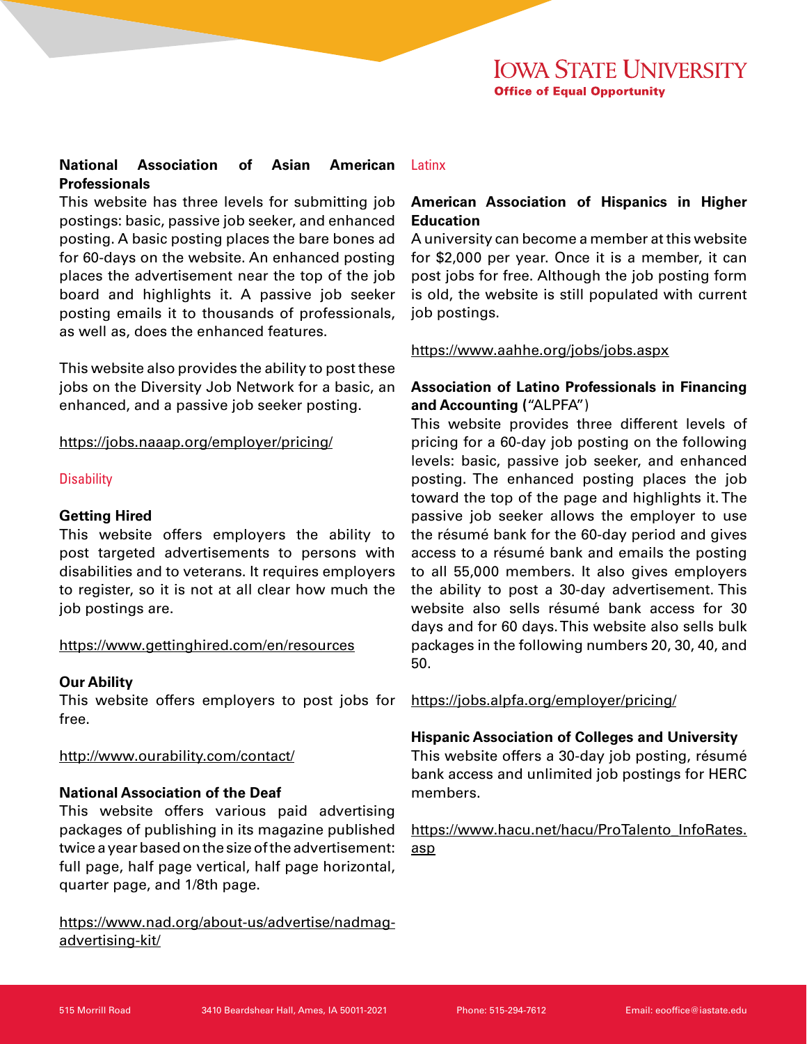**National Association of Asian American Professionals**

This website has three levels for submitting job postings: basic, passive job seeker, and enhanced posting. A basic posting places the bare bones ad for 60-days on the website. An enhanced posting places the advertisement near the top of the job board and highlights it. A passive job seeker posting emails it to thousands of professionals, as well as, does the enhanced features.

This website also provides the ability to post these jobs on the Diversity Job Network for a basic, an enhanced, and a passive job seeker posting.

https://jobs.naaap.org/employer/pricing/

## Disability

**Getting Hired**

This website offers employers the ability to post targeted advertisements to persons with disabilities and to veterans. It requires employers to register, so it is not at all clear how much the job postings are.

https://www.gettinghired.com/en/resources

**Our Ability**

This website offers employers to post jobs for free.

http://www.ourability.com/contact/

**National Association of the Deaf**

This website offers various paid advertising packages of publishing in its magazine published twice a year based on the size of the advertisement: full page, half page vertical, half page horizontal, quarter page, and 1/8th page.

https://www.nad.org/about-us/advertise/nadmag-advertising-kit/

## Latinx

**American Association of Hispanics in Higher Education**

A university can become a member at this website for $2,000 per year. Once it is a member, it can post jobs for free. Although the job posting form is old, the website is still populated with current job postings.

https://www.aahhe.org/jobs/jobs.aspx

**Association of Latino Professionals in Financing and Accounting (**"ALPFA")

This website provides three different levels of pricing for a 60-day job posting on the following levels: basic, passive job seeker, and enhanced posting. The enhanced posting places the job toward the top of the page and highlights it. The passive job seeker allows the employer to use the résumé bank for the 60-day period and gives access to a résumé bank and emails the posting to all 55,000 members. It also gives employers the ability to post a 30-day advertisement. This website also sells résumé bank access for 30 days and for 60 days. This website also sells bulk packages in the following numbers 20, 30, 40, and 50.

https://jobs.alpfa.org/employer/pricing/

**Hispanic Association of Colleges and University**

This website offers a 30-day job posting, résumé bank access and unlimited job postings for HERC members.

https://www.hacu.net/hacu/ProTalento_InfoRates.asp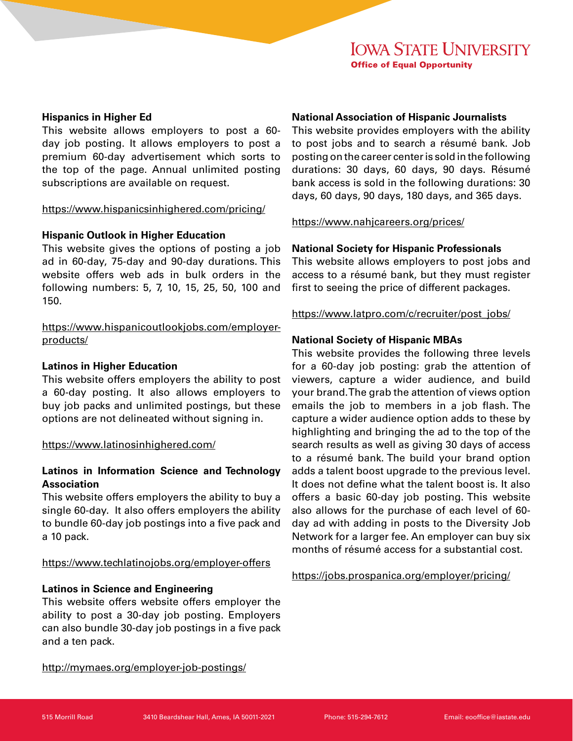**Hispanics in Higher Ed**

This website allows employers to post a 60-day job posting. It allows employers to post a premium 60-day advertisement which sorts to the top of the page. Annual unlimited posting subscriptions are available on request.

https://www.hispanicsinhighered.com/pricing/

**Hispanic Outlook in Higher Education**

This website gives the options of posting a job ad in 60-day, 75-day and 90-day durations. This website offers web ads in bulk orders in the following numbers: 5, 7, 10, 15, 25, 50, 100 and 150.

https://www.hispanicoutlookjobs.com/employer-products/

**Latinos in Higher Education**

This website offers employers the ability to post a 60-day posting. It also allows employers to buy job packs and unlimited postings, but these options are not delineated without signing in.

https://www.latinosinhighered.com/

**Latinos in Information Science and Technology Association**

This website offers employers the ability to buy a single 60-day. It also offers employers the ability to bundle 60-day job postings into a five pack and a 10 pack.

https://www.techlatinojobs.org/employer-offers

**Latinos in Science and Engineering**

This website offers website offers employer the ability to post a 30-day job posting. Employers can also bundle 30-day job postings in a five pack and a ten pack.

http://mymaes.org/employer-job-postings/

**National Association of Hispanic Journalists**

This website provides employers with the ability to post jobs and to search a résumé bank. Job posting on the career center is sold in the following durations: 30 days, 60 days, 90 days. Résumé bank access is sold in the following durations: 30 days, 60 days, 90 days, 180 days, and 365 days.

https://www.nahjcareers.org/prices/

**National Society for Hispanic Professionals**

This website allows employers to post jobs and access to a résumé bank, but they must register first to seeing the price of different packages.

https://www.latpro.com/c/recruiter/post_jobs/

**National Society of Hispanic MBAs**

This website provides the following three levels for a 60-day job posting: grab the attention of viewers, capture a wider audience, and build your brand. The grab the attention of views option emails the job to members in a job flash. The capture a wider audience option adds to these by highlighting and bringing the ad to the top of the search results as well as giving 30 days of access to a résumé bank. The build your brand option adds a talent boost upgrade to the previous level. It does not define what the talent boost is. It also offers a basic 60-day job posting. This website also allows for the purchase of each level of 60-day ad with adding in posts to the Diversity Job Network for a larger fee. An employer can buy six months of résumé access for a substantial cost.

https://jobs.prospanica.org/employer/pricing/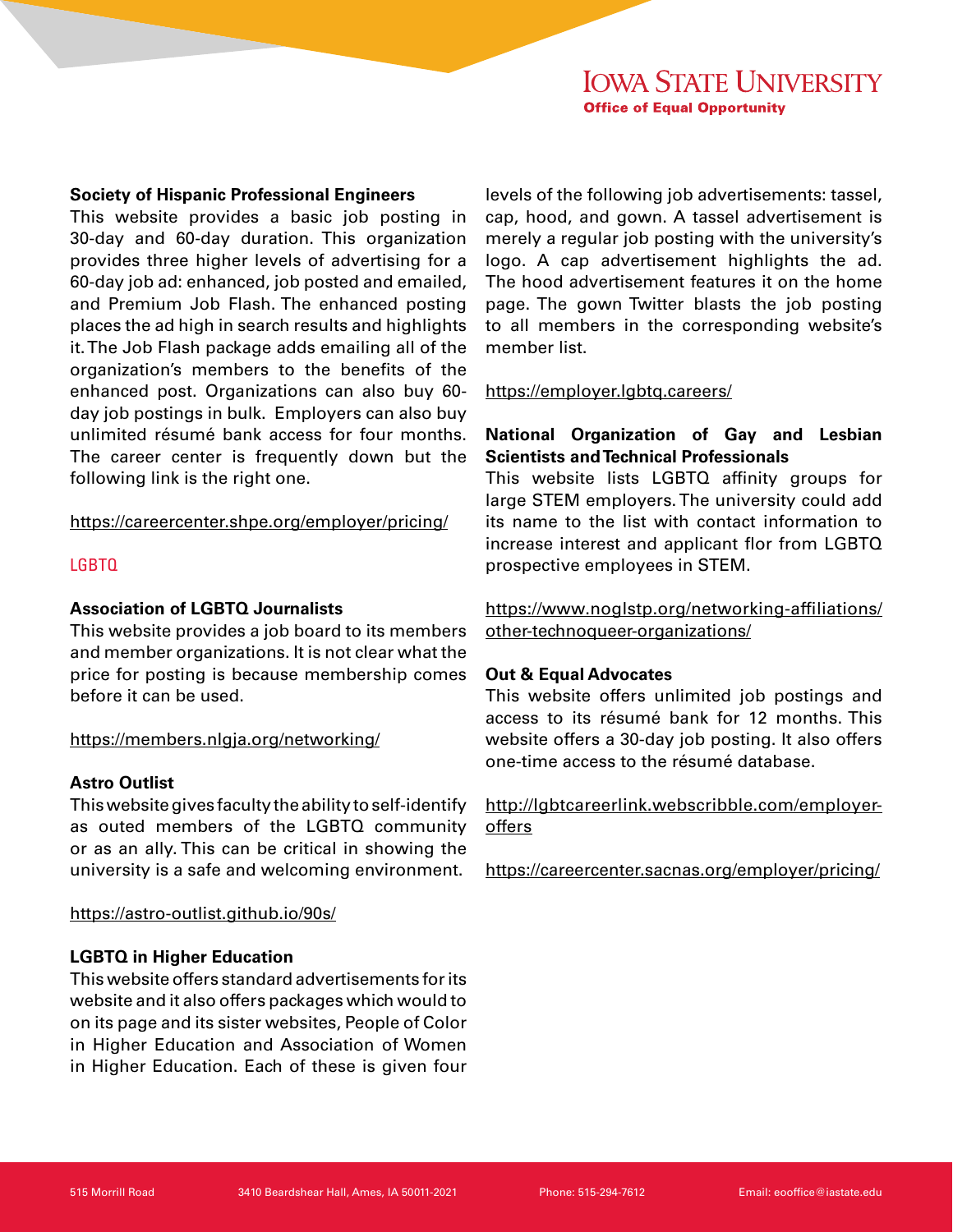**Society of Hispanic Professional Engineers**

This website provides a basic job posting in 30-day and 60-day duration. This organization provides three higher levels of advertising for a 60-day job ad: enhanced, job posted and emailed, and Premium Job Flash. The enhanced posting places the ad high in search results and highlights it. The Job Flash package adds emailing all of the organization's members to the benefits of the enhanced post. Organizations can also buy 60-day job postings in bulk. Employers can also buy unlimited résumé bank access for four months. The career center is frequently down but the following link is the right one.

https://careercenter.shpe.org/employer/pricing/

## LGBTQ

**Association of LGBTQ Journalists**

This website provides a job board to its members and member organizations. It is not clear what the price for posting is because membership comes before it can be used.

https://members.nlgja.org/networking/

**Astro Outlist**

This website gives faculty the ability to self-identify as outed members of the LGBTQ community or as an ally. This can be critical in showing the university is a safe and welcoming environment.

https://astro-outlist.github.io/90s/

**LGBTQ in Higher Education**

This website offers standard advertisements for its website and it also offers packages which would to on its page and its sister websites, People of Color in Higher Education and Association of Women in Higher Education. Each of these is given four levels of the following job advertisements: tassel, cap, hood, and gown. A tassel advertisement is merely a regular job posting with the university's logo. A cap advertisement highlights the ad. The hood advertisement features it on the home page. The gown Twitter blasts the job posting to all members in the corresponding website's member list.

https://employer.lgbtq.careers/

**National Organization of Gay and Lesbian Scientists and Technical Professionals**

This website lists LGBTQ affinity groups for large STEM employers. The university could add its name to the list with contact information to increase interest and applicant flor from LGBTQ prospective employees in STEM.

https://www.noglstp.org/networking-affiliations/other-technoqueer-organizations/

**Out & Equal Advocates**

This website offers unlimited job postings and access to its résumé bank for 12 months. This website offers a 30-day job posting. It also offers one-time access to the résumé database.

http://lgbtcareerlink.webscribble.com/employer-offers

https://careercenter.sacnas.org/employer/pricing/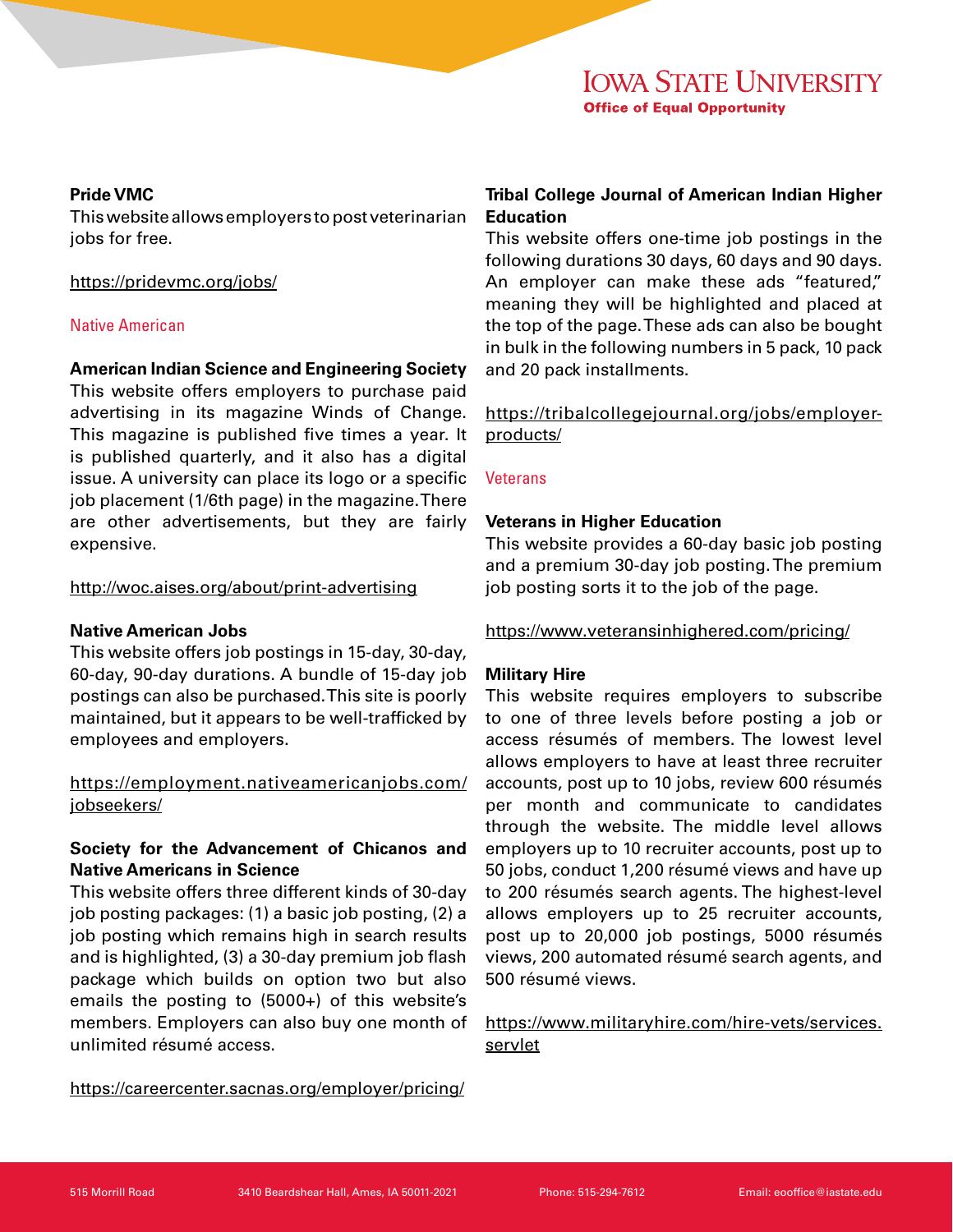**Pride VMC**

This website allows employers to post veterinarian jobs for free.

https://pridevmc.org/jobs/

## Native American

**American Indian Science and Engineering Society**

This website offers employers to purchase paid advertising in its magazine Winds of Change. This magazine is published five times a year. It is published quarterly, and it also has a digital issue. A university can place its logo or a specific job placement (1/6th page) in the magazine. There are other advertisements, but they are fairly expensive.

http://woc.aises.org/about/print-advertising

**Native American Jobs**

This website offers job postings in 15-day, 30-day, 60-day, 90-day durations. A bundle of 15-day job postings can also be purchased. This site is poorly maintained, but it appears to be well-trafficked by employees and employers.

https://employment.nativeamericanjobs.com/jobseekers/

**Society for the Advancement of Chicanos and Native Americans in Science**

This website offers three different kinds of 30-day job posting packages: (1) a basic job posting, (2) a job posting which remains high in search results and is highlighted, (3) a 30-day premium job flash package which builds on option two but also emails the posting to (5000+) of this website's members. Employers can also buy one month of unlimited résumé access.

https://careercenter.sacnas.org/employer/pricing/

**Tribal College Journal of American Indian Higher Education**

This website offers one-time job postings in the following durations 30 days, 60 days and 90 days. An employer can make these ads "featured," meaning they will be highlighted and placed at the top of the page. These ads can also be bought in bulk in the following numbers in 5 pack, 10 pack and 20 pack installments.

https://tribalcollegejournal.org/jobs/employer-products/

## Veterans

**Veterans in Higher Education**

This website provides a 60-day basic job posting and a premium 30-day job posting. The premium job posting sorts it to the job of the page.

https://www.veteransinhighered.com/pricing/

**Military Hire**

This website requires employers to subscribe to one of three levels before posting a job or access résumés of members. The lowest level allows employers to have at least three recruiter accounts, post up to 10 jobs, review 600 résumés per month and communicate to candidates through the website. The middle level allows employers up to 10 recruiter accounts, post up to 50 jobs, conduct 1,200 résumé views and have up to 200 résumés search agents. The highest-level allows employers up to 25 recruiter accounts, post up to 20,000 job postings, 5000 résumés views, 200 automated résumé search agents, and 500 résumé views.

https://www.militaryhire.com/hire-vets/services.servlet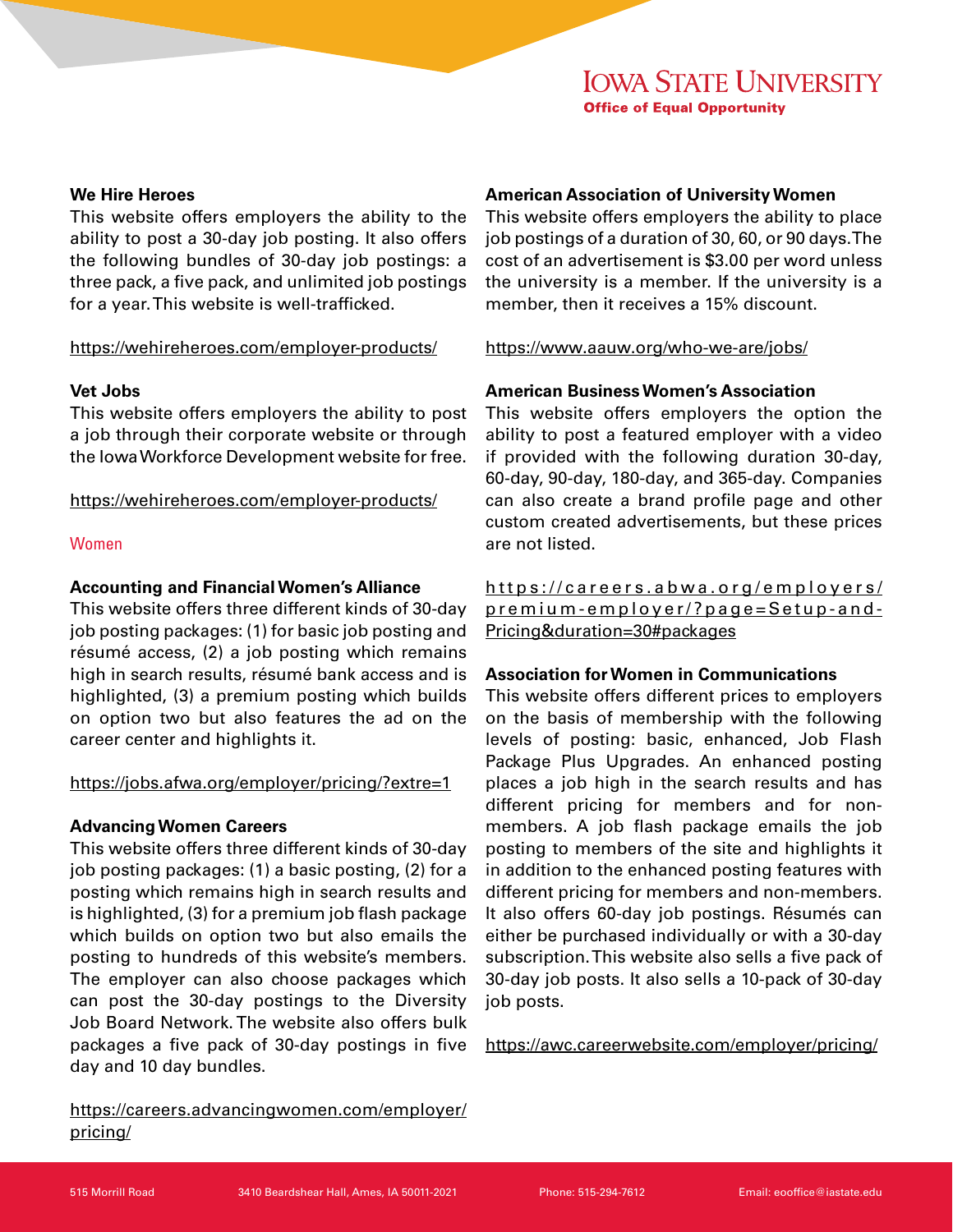**We Hire Heroes**

This website offers employers the ability to the ability to post a 30-day job posting. It also offers the following bundles of 30-day job postings: a three pack, a five pack, and unlimited job postings for a year. This website is well-trafficked.

https://wehireheroes.com/employer-products/

**Vet Jobs**

This website offers employers the ability to post a job through their corporate website or through the Iowa Workforce Development website for free.

https://wehireheroes.com/employer-products/

## Women

**Accounting and Financial Women's Alliance**

This website offers three different kinds of 30-day job posting packages: (1) for basic job posting and résumé access, (2) a job posting which remains high in search results, résumé bank access and is highlighted, (3) a premium posting which builds on option two but also features the ad on the career center and highlights it.

https://jobs.afwa.org/employer/pricing/?extre=1

**Advancing Women Careers**

This website offers three different kinds of 30-day job posting packages: (1) a basic posting, (2) for a posting which remains high in search results and is highlighted, (3) for a premium job flash package which builds on option two but also emails the posting to hundreds of this website's members. The employer can also choose packages which can post the 30-day postings to the Diversity Job Board Network. The website also offers bulk packages a five pack of 30-day postings in five day and 10 day bundles.

https://careers.advancingwomen.com/employer/pricing/

**American Association of University Women**

This website offers employers the ability to place job postings of a duration of 30, 60, or 90 days. The cost of an advertisement is $3.00 per word unless the university is a member. If the university is a member, then it receives a 15% discount.

https://www.aauw.org/who-we-are/jobs/

**American Business Women's Association**

This website offers employers the option the ability to post a featured employer with a video if provided with the following duration 30-day, 60-day, 90-day, 180-day, and 365-day. Companies can also create a brand profile page and other custom created advertisements, but these prices are not listed.

https://careers.abwa.org/employers/premium-employer/?page=Setup-and-Pricing&duration=30#packages

**Association for Women in Communications**

This website offers different prices to employers on the basis of membership with the following levels of posting: basic, enhanced, Job Flash Package Plus Upgrades. An enhanced posting places a job high in the search results and has different pricing for members and for non-members. A job flash package emails the job posting to members of the site and highlights it in addition to the enhanced posting features with different pricing for members and non-members. It also offers 60-day job postings. Résumés can either be purchased individually or with a 30-day subscription. This website also sells a five pack of 30-day job posts. It also sells a 10-pack of 30-day job posts.

https://awc.careerwebsite.com/employer/pricing/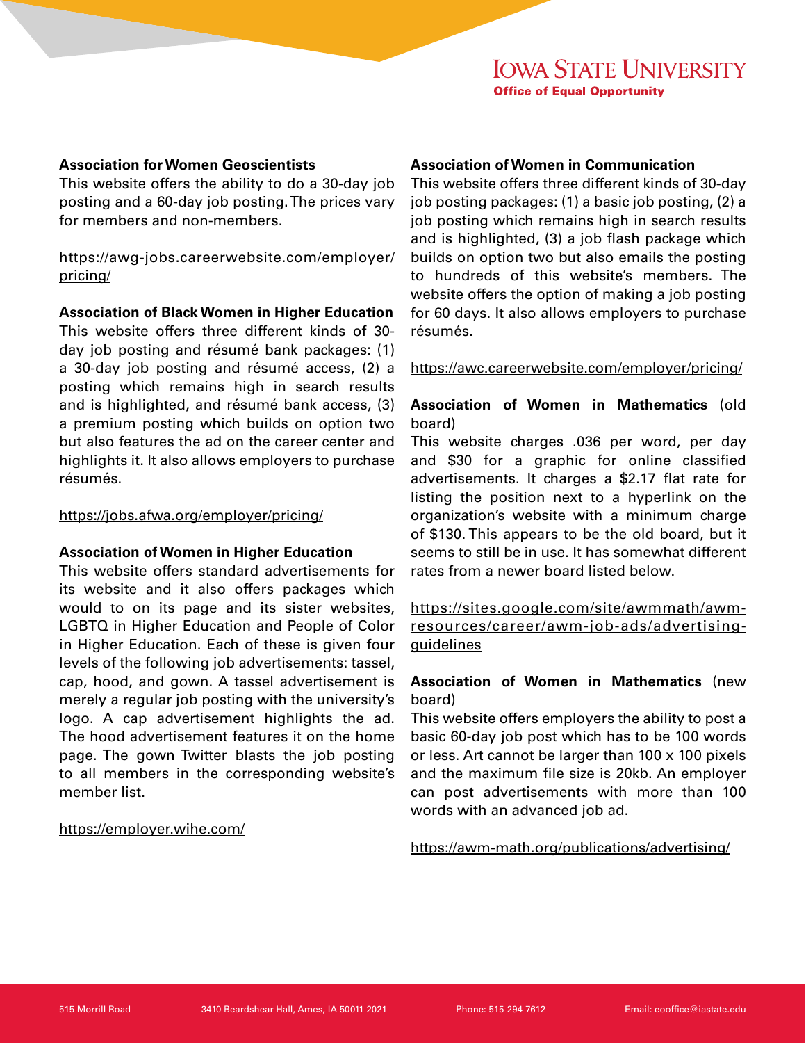**Association for Women Geoscientists**

This website offers the ability to do a 30-day job posting and a 60-day job posting. The prices vary for members and non-members.

https://awg-jobs.careerwebsite.com/employer/pricing/

**Association of Black Women in Higher Education**

This website offers three different kinds of 30-day job posting and résumé bank packages: (1) a 30-day job posting and résumé access, (2) a posting which remains high in search results and is highlighted, and résumé bank access, (3) a premium posting which builds on option two but also features the ad on the career center and highlights it. It also allows employers to purchase résumés.

https://jobs.afwa.org/employer/pricing/

**Association of Women in Higher Education**

This website offers standard advertisements for its website and it also offers packages which would to on its page and its sister websites, LGBTQ in Higher Education and People of Color in Higher Education. Each of these is given four levels of the following job advertisements: tassel, cap, hood, and gown. A tassel advertisement is merely a regular job posting with the university's logo. A cap advertisement highlights the ad. The hood advertisement features it on the home page. The gown Twitter blasts the job posting to all members in the corresponding website's member list.

https://employer.wihe.com/

**Association of Women in Communication**

This website offers three different kinds of 30-day job posting packages: (1) a basic job posting, (2) a job posting which remains high in search results and is highlighted, (3) a job flash package which builds on option two but also emails the posting to hundreds of this website's members. The website offers the option of making a job posting for 60 days. It also allows employers to purchase résumés.

https://awc.careerwebsite.com/employer/pricing/

**Association of Women in Mathematics** (old board)

This website charges .036 per word, per day and $30 for a graphic for online classified advertisements. It charges a $2.17 flat rate for listing the position next to a hyperlink on the organization's website with a minimum charge of $130. This appears to be the old board, but it seems to still be in use. It has somewhat different rates from a newer board listed below.

https://sites.google.com/site/awmmath/awm-resources/career/awm-job-ads/advertising-guidelines

**Association of Women in Mathematics** (new board)

This website offers employers the ability to post a basic 60-day job post which has to be 100 words or less. Art cannot be larger than 100 x 100 pixels and the maximum file size is 20kb. An employer can post advertisements with more than 100 words with an advanced job ad.

https://awm-math.org/publications/advertising/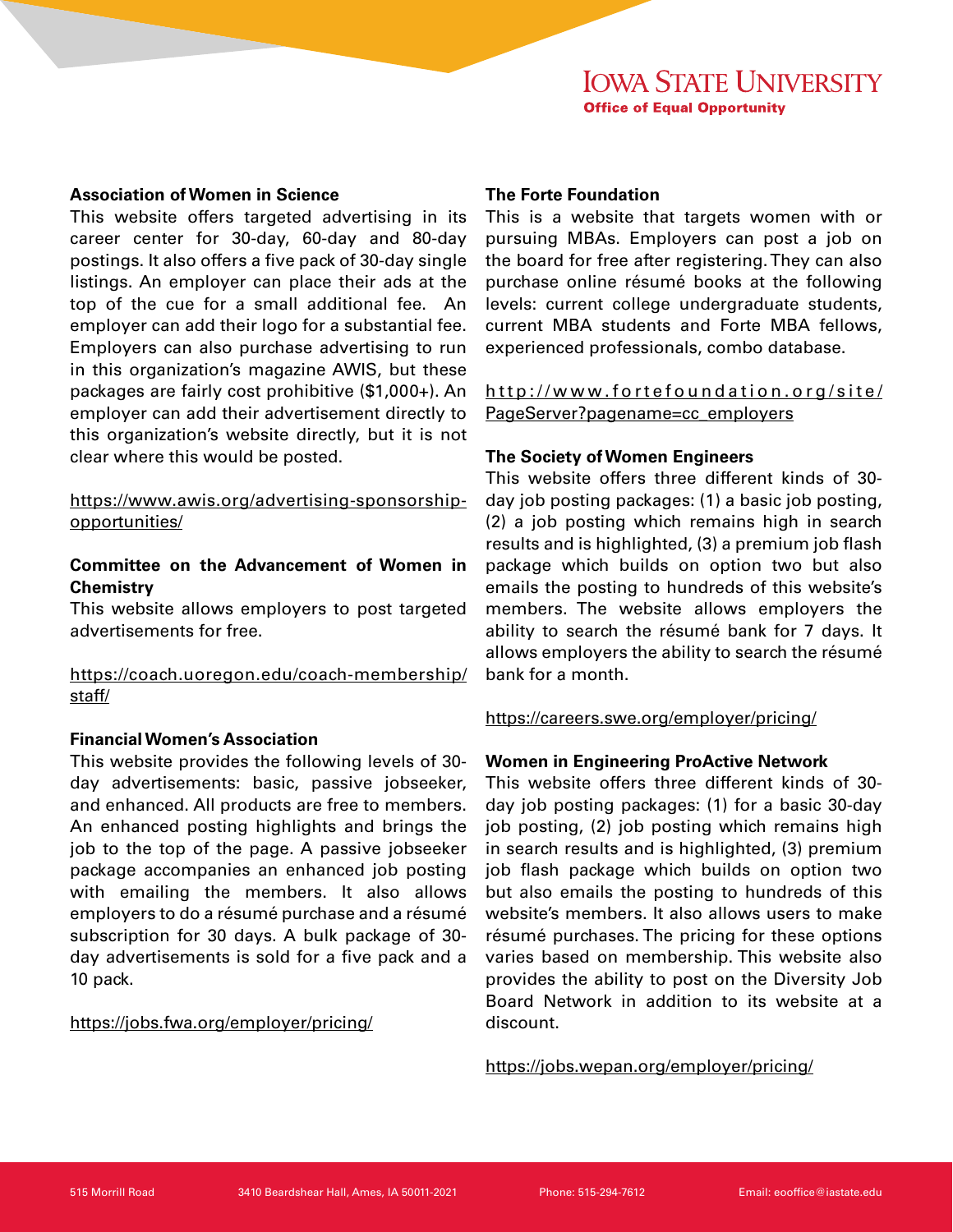### Association of Women in Science

This website offers targeted advertising in its career center for 30-day, 60-day and 80-day postings. It also offers a five pack of 30-day single listings. An employer can place their ads at the top of the cue for a small additional fee. An employer can add their logo for a substantial fee. Employers can also purchase advertising to run in this organization's magazine AWIS, but these packages are fairly cost prohibitive ($1,000+). An employer can add their advertisement directly to this organization's website directly, but it is not clear where this would be posted.

https://www.awis.org/advertising-sponsorship-opportunities/

### Committee on the Advancement of Women in Chemistry

This website allows employers to post targeted advertisements for free.

https://coach.uoregon.edu/coach-membership/staff/

### Financial Women's Association

This website provides the following levels of 30-day advertisements: basic, passive jobseeker, and enhanced. All products are free to members. An enhanced posting highlights and brings the job to the top of the page. A passive jobseeker package accompanies an enhanced job posting with emailing the members. It also allows employers to do a résumé purchase and a résumé subscription for 30 days. A bulk package of 30-day advertisements is sold for a five pack and a 10 pack.

https://jobs.fwa.org/employer/pricing/

### The Forte Foundation

This is a website that targets women with or pursuing MBAs. Employers can post a job on the board for free after registering. They can also purchase online résumé books at the following levels: current college undergraduate students, current MBA students and Forte MBA fellows, experienced professionals, combo database.

http://www.fortefoundation.org/site/PageServer?pagename=cc_employers

### The Society of Women Engineers

This website offers three different kinds of 30-day job posting packages: (1) a basic job posting, (2) a job posting which remains high in search results and is highlighted, (3) a premium job flash package which builds on option two but also emails the posting to hundreds of this website's members. The website allows employers the ability to search the résumé bank for 7 days. It allows employers the ability to search the résumé bank for a month.

https://careers.swe.org/employer/pricing/

### Women in Engineering ProActive Network

This website offers three different kinds of 30-day job posting packages: (1) for a basic 30-day job posting, (2) job posting which remains high in search results and is highlighted, (3) premium job flash package which builds on option two but also emails the posting to hundreds of this website's members. It also allows users to make résumé purchases. The pricing for these options varies based on membership. This website also provides the ability to post on the Diversity Job Board Network in addition to its website at a discount.

https://jobs.wepan.org/employer/pricing/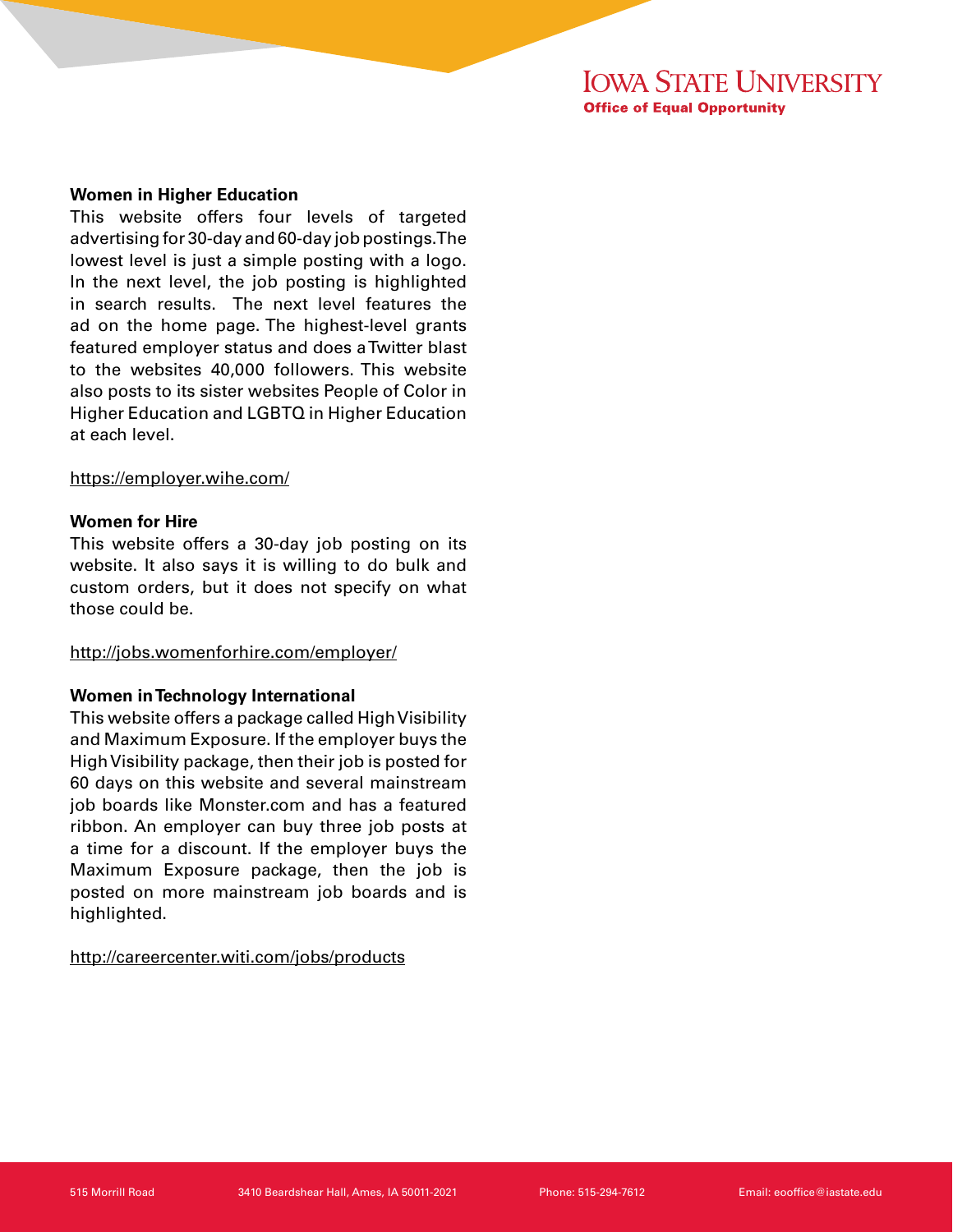**Women in Higher Education**

This website offers four levels of targeted advertising for 30-day and 60-day job postings. The lowest level is just a simple posting with a logo. In the next level, the job posting is highlighted in search results. The next level features the ad on the home page. The highest-level grants featured employer status and does a Twitter blast to the websites 40,000 followers. This website also posts to its sister websites People of Color in Higher Education and LGBTQ in Higher Education at each level.

https://employer.wihe.com/

**Women for Hire**

This website offers a 30-day job posting on its website. It also says it is willing to do bulk and custom orders, but it does not specify on what those could be.

http://jobs.womenforhire.com/employer/

**Women in Technology International**

This website offers a package called High Visibility and Maximum Exposure. If the employer buys the High Visibility package, then their job is posted for 60 days on this website and several mainstream job boards like Monster.com and has a featured ribbon. An employer can buy three job posts at a time for a discount. If the employer buys the Maximum Exposure package, then the job is posted on more mainstream job boards and is highlighted.

http://careercenter.witi.com/jobs/products